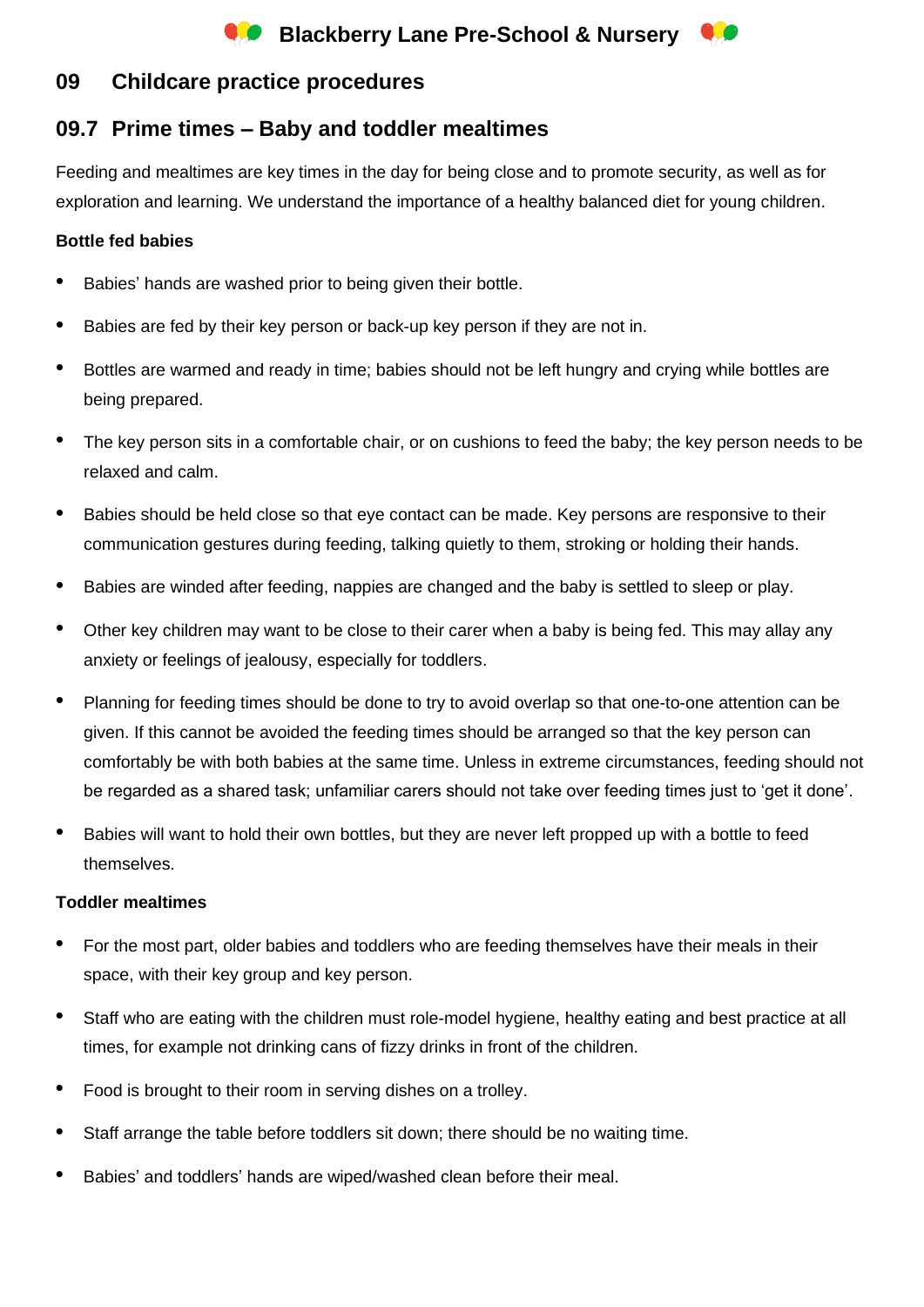# 09 Childcare practice procedures

## 09.7 Prime times – Baby and toddler mealtimes

Feeding and mealtimes are key times in the day for being close and to promote security, as well as for exploration and learning. We understand the importance of a healthy balanced diet for young children.

**Bottle fed babies**

- Babies' hands are washed prior to being given their bottle.
- Babies are fed by their key person or back-up key person if they are not in.
- Bottles are warmed and ready in time; babies should not be left hungry and crying while bottles are being prepared.
- The key person sits in a comfortable chair, or on cushions to feed the baby; the key person needs to be relaxed and calm.
- Babies should be held close so that eye contact can be made. Key persons are responsive to their communication gestures during feeding, talking quietly to them, stroking or holding their hands.
- Babies are winded after feeding, nappies are changed and the baby is settled to sleep or play.
- Other key children may want to be close to their carer when a baby is being fed. This may allay any anxiety or feelings of jealousy, especially for toddlers.
- Planning for feeding times should be done to try to avoid overlap so that one-to-one attention can be given. If this cannot be avoided the feeding times should be arranged so that the key person can comfortably be with both babies at the same time. Unless in extreme circumstances, feeding should not be regarded as a shared task; unfamiliar carers should not take over feeding times just to 'get it done'.
- Babies will want to hold their own bottles, but they are never left propped up with a bottle to feed themselves.

**Toddler mealtimes**

- For the most part, older babies and toddlers who are feeding themselves have their meals in their space, with their key group and key person.
- Staff who are eating with the children must role-model hygiene, healthy eating and best practice at all times, for example not drinking cans of fizzy drinks in front of the children.
- Food is brought to their room in serving dishes on a trolley.
- Staff arrange the table before toddlers sit down; there should be no waiting time.
- Babies' and toddlers' hands are wiped/washed clean before their meal.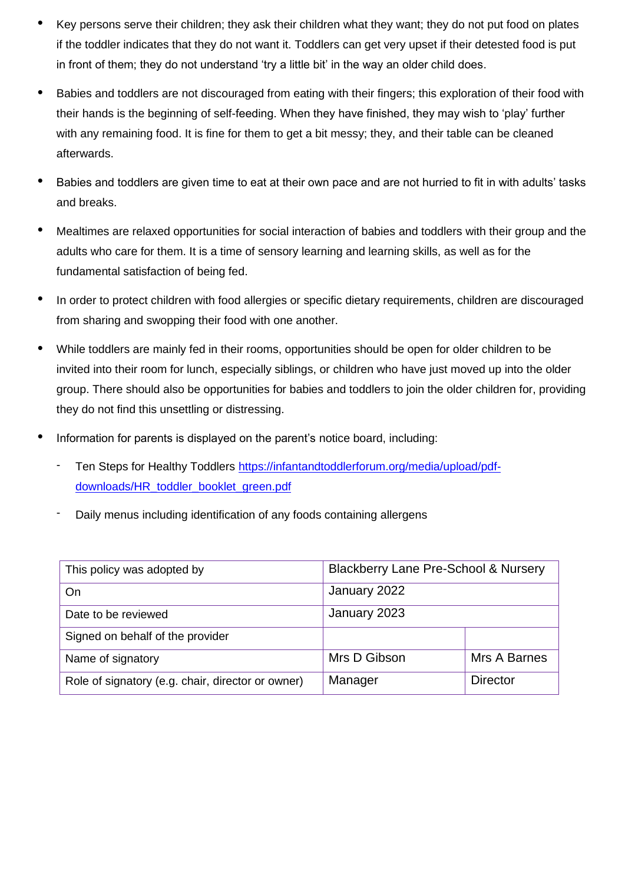- Key persons serve their children; they ask their children what they want; they do not put food on plates if the toddler indicates that they do not want it. Toddlers can get very upset if their detested food is put in front of them; they do not understand 'try a little bit' in the way an older child does.
- Babies and toddlers are not discouraged from eating with their fingers; this exploration of their food with their hands is the beginning of self-feeding. When they have finished, they may wish to 'play' further with any remaining food. It is fine for them to get a bit messy; they, and their table can be cleaned afterwards.
- Babies and toddlers are given time to eat at their own pace and are not hurried to fit in with adults' tasks and breaks.
- Mealtimes are relaxed opportunities for social interaction of babies and toddlers with their group and the adults who care for them. It is a time of sensory learning and learning skills, as well as for the fundamental satisfaction of being fed.
- In order to protect children with food allergies or specific dietary requirements, children are discouraged from sharing and swopping their food with one another.
- While toddlers are mainly fed in their rooms, opportunities should be open for older children to be invited into their room for lunch, especially siblings, or children who have just moved up into the older group. There should also be opportunities for babies and toddlers to join the older children for, providing they do not find this unsettling or distressing.
- Information for parents is displayed on the parent's notice board, including:
  - Ten Steps for Healthy Toddlers https://infantandtoddlerforum.org/media/upload/pdf-downloads/HR_toddler_booklet_green.pdf
  - Daily menus including identification of any foods containing allergens

| | | |
|---|---|---|
| This policy was adopted by | Blackberry Lane Pre-School & Nursery | |
| On | January 2022 | |
| Date to be reviewed | January 2023 | |
| Signed on behalf of the provider | | |
| Name of signatory | Mrs D Gibson | Mrs A Barnes |
| Role of signatory (e.g. chair, director or owner) | Manager | Director |